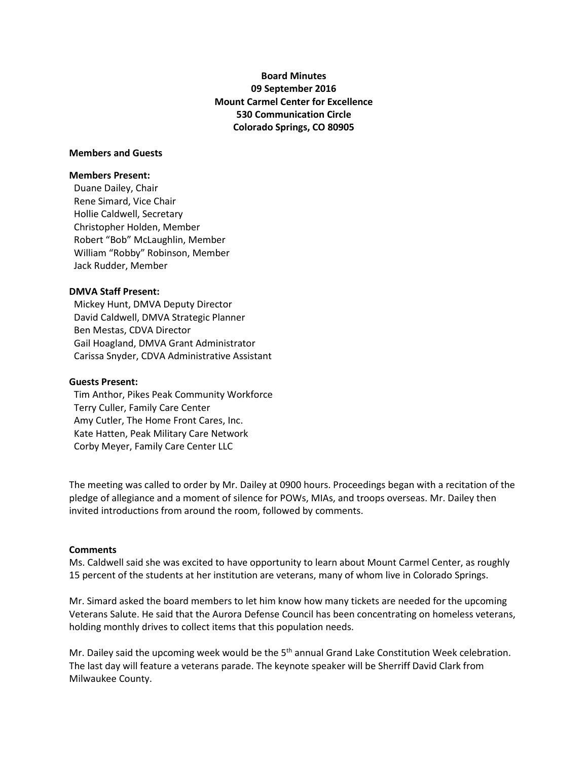**Board Minutes**
**09 September 2016**
**Mount Carmel Center for Excellence**
**530 Communication Circle**
**Colorado Springs, CO 80905**

**Members and Guests**

**Members Present:**
Duane Dailey, Chair
Rene Simard, Vice Chair
Hollie Caldwell, Secretary
Christopher Holden, Member
Robert "Bob" McLaughlin, Member
William "Robby" Robinson, Member
Jack Rudder, Member

**DMVA Staff Present:**
Mickey Hunt, DMVA Deputy Director
David Caldwell, DMVA Strategic Planner
Ben Mestas, CDVA Director
Gail Hoagland, DMVA Grant Administrator
Carissa Snyder, CDVA Administrative Assistant

**Guests Present:**
Tim Anthor, Pikes Peak Community Workforce
Terry Culler, Family Care Center
Amy Cutler, The Home Front Cares, Inc.
Kate Hatten, Peak Military Care Network
Corby Meyer, Family Care Center LLC

The meeting was called to order by Mr. Dailey at 0900 hours. Proceedings began with a recitation of the pledge of allegiance and a moment of silence for POWs, MIAs, and troops overseas. Mr. Dailey then invited introductions from around the room, followed by comments.

**Comments**

Ms. Caldwell said she was excited to have opportunity to learn about Mount Carmel Center, as roughly 15 percent of the students at her institution are veterans, many of whom live in Colorado Springs.

Mr. Simard asked the board members to let him know how many tickets are needed for the upcoming Veterans Salute. He said that the Aurora Defense Council has been concentrating on homeless veterans, holding monthly drives to collect items that this population needs.

Mr. Dailey said the upcoming week would be the 5th annual Grand Lake Constitution Week celebration. The last day will feature a veterans parade. The keynote speaker will be Sherriff David Clark from Milwaukee County.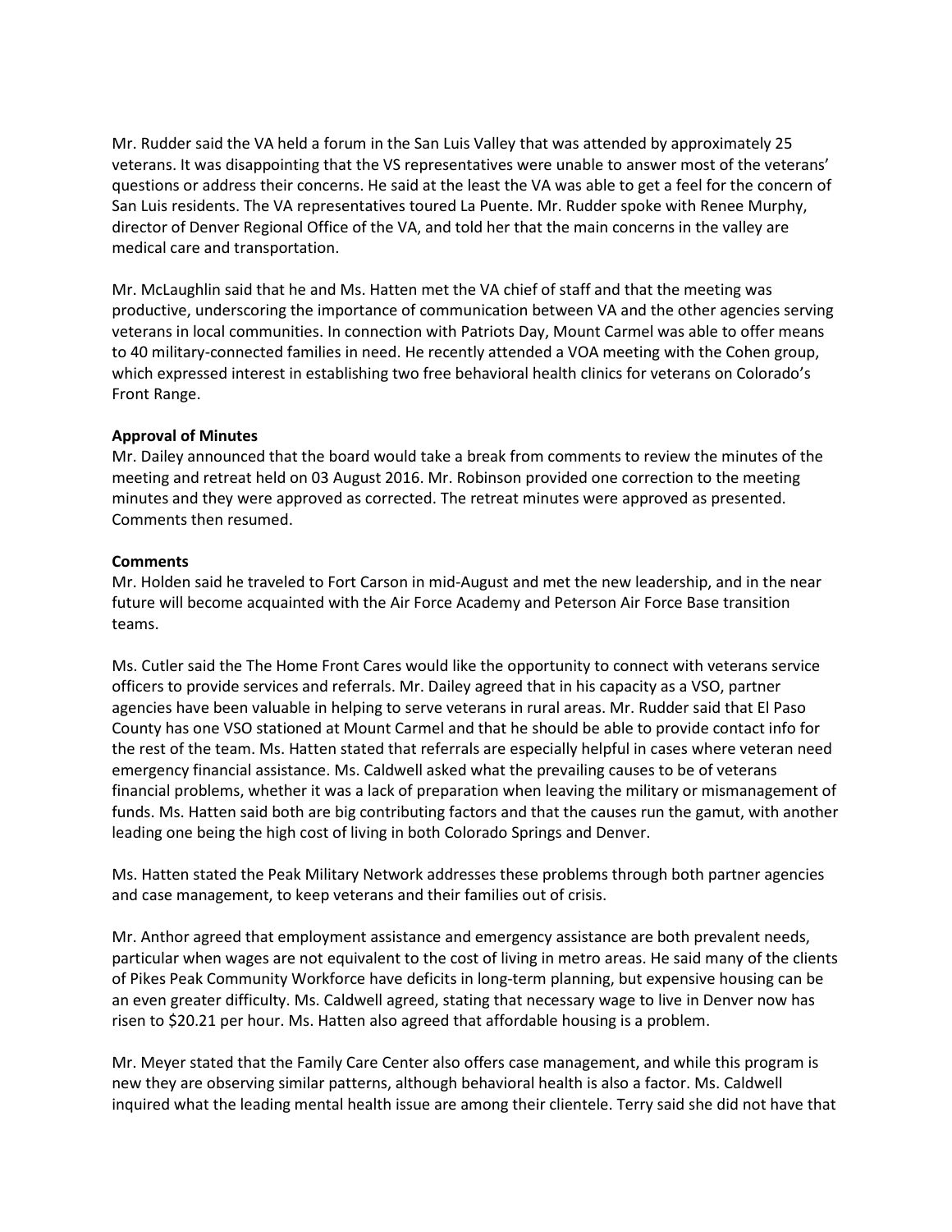Mr. Rudder said the VA held a forum in the San Luis Valley that was attended by approximately 25 veterans. It was disappointing that the VS representatives were unable to answer most of the veterans' questions or address their concerns. He said at the least the VA was able to get a feel for the concern of San Luis residents. The VA representatives toured La Puente. Mr. Rudder spoke with Renee Murphy, director of Denver Regional Office of the VA, and told her that the main concerns in the valley are medical care and transportation.

Mr. McLaughlin said that he and Ms. Hatten met the VA chief of staff and that the meeting was productive, underscoring the importance of communication between VA and the other agencies serving veterans in local communities. In connection with Patriots Day, Mount Carmel was able to offer means to 40 military-connected families in need. He recently attended a VOA meeting with the Cohen group, which expressed interest in establishing two free behavioral health clinics for veterans on Colorado's Front Range.

**Approval of Minutes**
Mr. Dailey announced that the board would take a break from comments to review the minutes of the meeting and retreat held on 03 August 2016. Mr. Robinson provided one correction to the meeting minutes and they were approved as corrected. The retreat minutes were approved as presented. Comments then resumed.

**Comments**
Mr. Holden said he traveled to Fort Carson in mid-August and met the new leadership, and in the near future will become acquainted with the Air Force Academy and Peterson Air Force Base transition teams.

Ms. Cutler said the The Home Front Cares would like the opportunity to connect with veterans service officers to provide services and referrals. Mr. Dailey agreed that in his capacity as a VSO, partner agencies have been valuable in helping to serve veterans in rural areas. Mr. Rudder said that El Paso County has one VSO stationed at Mount Carmel and that he should be able to provide contact info for the rest of the team. Ms. Hatten stated that referrals are especially helpful in cases where veteran need emergency financial assistance. Ms. Caldwell asked what the prevailing causes to be of veterans financial problems, whether it was a lack of preparation when leaving the military or mismanagement of funds. Ms. Hatten said both are big contributing factors and that the causes run the gamut, with another leading one being the high cost of living in both Colorado Springs and Denver.

Ms. Hatten stated the Peak Military Network addresses these problems through both partner agencies and case management, to keep veterans and their families out of crisis.

Mr. Anthor agreed that employment assistance and emergency assistance are both prevalent needs, particular when wages are not equivalent to the cost of living in metro areas. He said many of the clients of Pikes Peak Community Workforce have deficits in long-term planning, but expensive housing can be an even greater difficulty. Ms. Caldwell agreed, stating that necessary wage to live in Denver now has risen to $20.21 per hour. Ms. Hatten also agreed that affordable housing is a problem.

Mr. Meyer stated that the Family Care Center also offers case management, and while this program is new they are observing similar patterns, although behavioral health is also a factor. Ms. Caldwell inquired what the leading mental health issue are among their clientele. Terry said she did not have that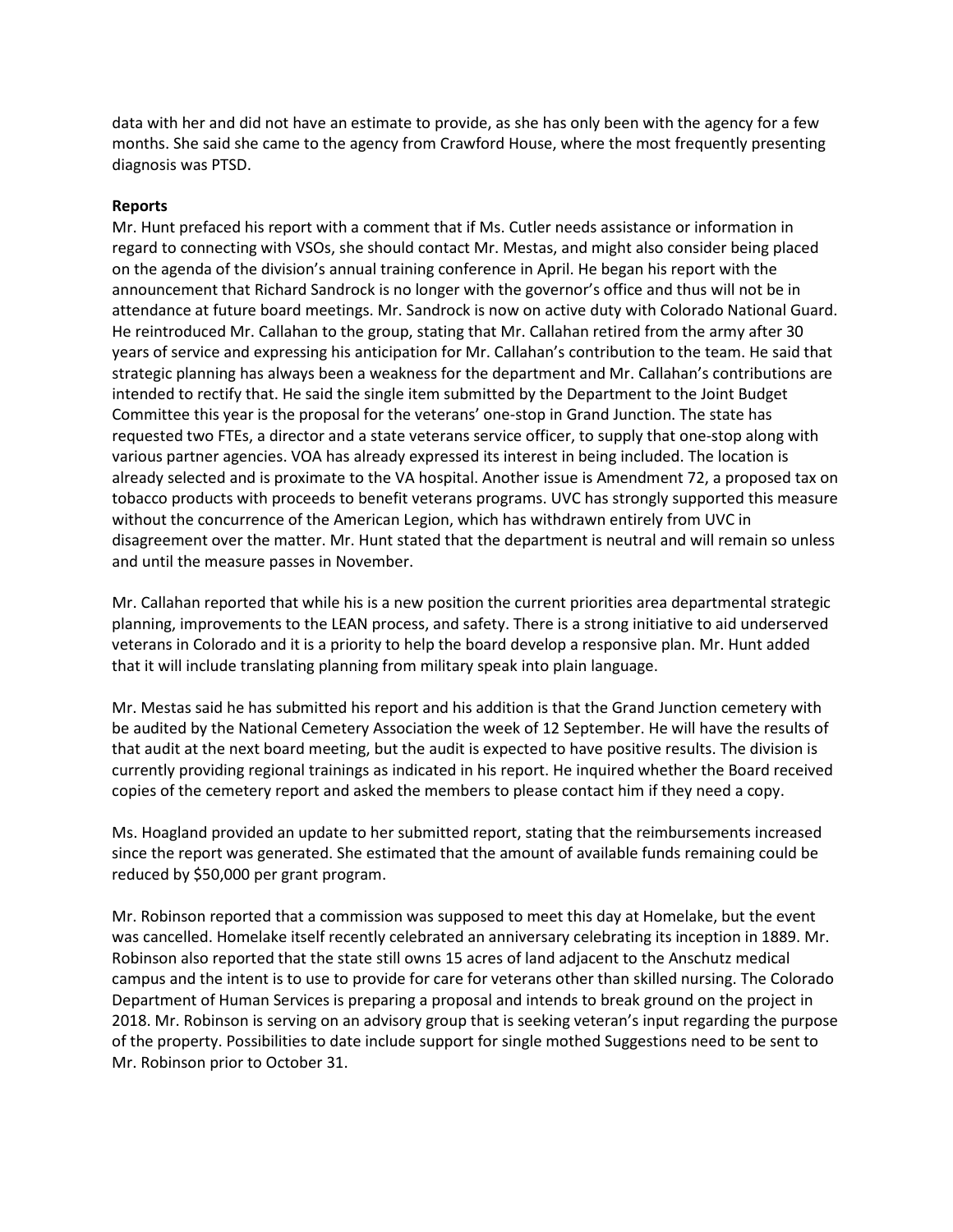data with her and did not have an estimate to provide, as she has only been with the agency for a few months. She said she came to the agency from Crawford House, where the most frequently presenting diagnosis was PTSD.

**Reports**

Mr. Hunt prefaced his report with a comment that if Ms. Cutler needs assistance or information in regard to connecting with VSOs, she should contact Mr. Mestas, and might also consider being placed on the agenda of the division's annual training conference in April. He began his report with the announcement that Richard Sandrock is no longer with the governor's office and thus will not be in attendance at future board meetings. Mr. Sandrock is now on active duty with Colorado National Guard. He reintroduced Mr. Callahan to the group, stating that Mr. Callahan retired from the army after 30 years of service and expressing his anticipation for Mr. Callahan's contribution to the team. He said that strategic planning has always been a weakness for the department and Mr. Callahan's contributions are intended to rectify that. He said the single item submitted by the Department to the Joint Budget Committee this year is the proposal for the veterans' one-stop in Grand Junction. The state has requested two FTEs, a director and a state veterans service officer, to supply that one-stop along with various partner agencies. VOA has already expressed its interest in being included. The location is already selected and is proximate to the VA hospital. Another issue is Amendment 72, a proposed tax on tobacco products with proceeds to benefit veterans programs. UVC has strongly supported this measure without the concurrence of the American Legion, which has withdrawn entirely from UVC in disagreement over the matter. Mr. Hunt stated that the department is neutral and will remain so unless and until the measure passes in November.

Mr. Callahan reported that while his is a new position the current priorities area departmental strategic planning, improvements to the LEAN process, and safety. There is a strong initiative to aid underserved veterans in Colorado and it is a priority to help the board develop a responsive plan. Mr. Hunt added that it will include translating planning from military speak into plain language.

Mr. Mestas said he has submitted his report and his addition is that the Grand Junction cemetery with be audited by the National Cemetery Association the week of 12 September. He will have the results of that audit at the next board meeting, but the audit is expected to have positive results. The division is currently providing regional trainings as indicated in his report. He inquired whether the Board received copies of the cemetery report and asked the members to please contact him if they need a copy.

Ms. Hoagland provided an update to her submitted report, stating that the reimbursements increased since the report was generated. She estimated that the amount of available funds remaining could be reduced by $50,000 per grant program.

Mr. Robinson reported that a commission was supposed to meet this day at Homelake, but the event was cancelled. Homelake itself recently celebrated an anniversary celebrating its inception in 1889. Mr. Robinson also reported that the state still owns 15 acres of land adjacent to the Anschutz medical campus and the intent is to use to provide for care for veterans other than skilled nursing. The Colorado Department of Human Services is preparing a proposal and intends to break ground on the project in 2018. Mr. Robinson is serving on an advisory group that is seeking veteran's input regarding the purpose of the property. Possibilities to date include support for single mothed Suggestions need to be sent to Mr. Robinson prior to October 31.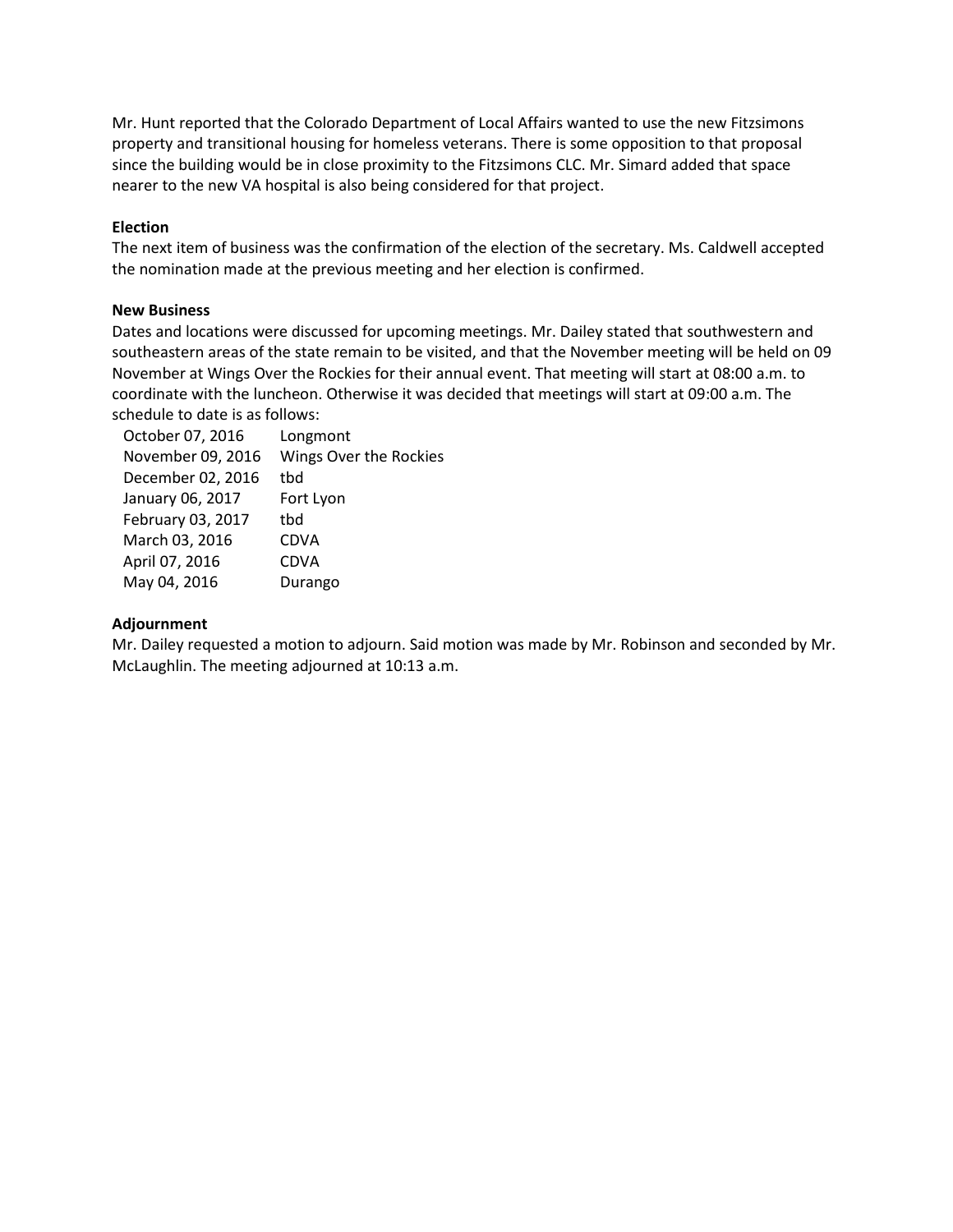Mr. Hunt reported that the Colorado Department of Local Affairs wanted to use the new Fitzsimons property and transitional housing for homeless veterans. There is some opposition to that proposal since the building would be in close proximity to the Fitzsimons CLC. Mr. Simard added that space nearer to the new VA hospital is also being considered for that project.

**Election**

The next item of business was the confirmation of the election of the secretary. Ms. Caldwell accepted the nomination made at the previous meeting and her election is confirmed.

**New Business**

Dates and locations were discussed for upcoming meetings. Mr. Dailey stated that southwestern and southeastern areas of the state remain to be visited, and that the November meeting will be held on 09 November at Wings Over the Rockies for their annual event. That meeting will start at 08:00 a.m. to coordinate with the luncheon. Otherwise it was decided that meetings will start at 09:00 a.m. The schedule to date is as follows:

| | |
|---|---|
| October 07, 2016 | Longmont |
| November 09, 2016 | Wings Over the Rockies |
| December 02, 2016 | tbd |
| January 06, 2017 | Fort Lyon |
| February 03, 2017 | tbd |
| March 03, 2016 | CDVA |
| April 07, 2016 | CDVA |
| May 04, 2016 | Durango |

**Adjournment**

Mr. Dailey requested a motion to adjourn. Said motion was made by Mr. Robinson and seconded by Mr. McLaughlin. The meeting adjourned at 10:13 a.m.